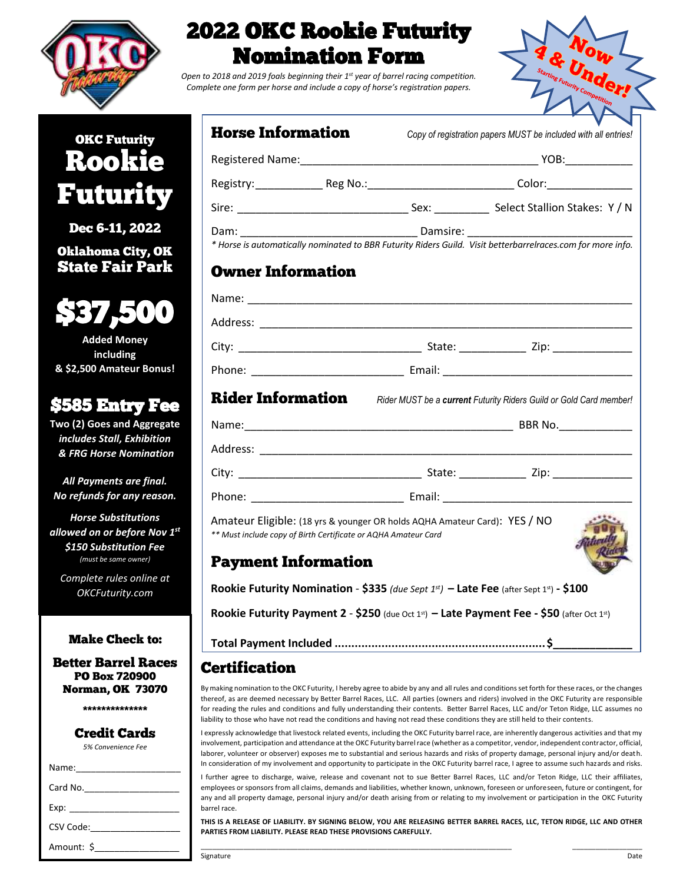# 2022 OKC Rookie Futurity Nomination Form

*Open to 2018 and 2019 foals beginning their 1st year of barrel racing competition. Complete one form per horse and include a copy of horse's registration papers.*

**Now 4 & Under!** Starting Futurity Competition

## OKC Futurity Rookie Futurity

**Dec 6-11, 2022**

**Oklahoma City, OK State Fair Park**

**$37,500**

**Added Money including & $2,500 Amateur Bonus!**

**$585 Entry Fee**

**Two (2) Goes and Aggregate**
***includes Stall, Exhibition & FRG Horse Nomination***

***All Payments are final. No refunds for any reason.***

***Horse Substitutions allowed on or before Nov 1st $150 Substitution Fee*** *(must be same owner)*

*Complete rules online at OKCFuturity.com*

**Make Check to:**

**Better Barrel Races**
**PO Box 720900**
**Norman, OK 73070**

***************

**Credit Cards**

*5% Convenience Fee*

Name:____________________

Card No.__________________

Exp: ____________________

CSV Code:________________

Amount: $________________

## Horse Information

*Copy of registration papers MUST be included with all entries!*

Registered Name:_____________________________________ YOB:___________

Registry:___________ Reg No.:_______________________ Color:______________

Sire: ___________________________ Sex: _________ Select Stallion Stakes: Y / N

Dam: _____________________________ Damsire: ____________________________

*\* Horse is automatically nominated to BBR Futurity Riders Guild. Visit betterbarrelraces.com for more info.*

## Owner Information

Name: ______________________________________________________________

Address: ____________________________________________________________

City: ______________________________ State: ___________ Zip: _____________

Phone: _________________________ Email: ______________________________

## Rider Information

*Rider MUST be a **current** Futurity Riders Guild or Gold Card member!*

Name:_____________________________________________ BBR No.____________

Address: ____________________________________________________________

City: ______________________________ State: ___________ Zip: _____________

Phone: _________________________ Email: ______________________________

Amateur Eligible: (18 yrs & younger OR holds AQHA Amateur Card): YES / NO

*\*\* Must include copy of Birth Certificate or AQHA Amateur Card*

## Payment Information

**Rookie Futurity Nomination - $335** *(due Sept 1st)* **– Late Fee** (after Sept 1st) **- $100**

**Rookie Futurity Payment 2 - $250** (due Oct 1st) **– Late Payment Fee - $50** (after Oct 1st)

**Total Payment Included ..............................................................$____________**

## Certification

By making nomination to the OKC Futurity, I hereby agree to abide by any and all rules and conditions set forth for these races, or the changes thereof, as are deemed necessary by Better Barrel Races, LLC. All parties (owners and riders) involved in the OKC Futurity are responsible for reading the rules and conditions and fully understanding their contents. Better Barrel Races, LLC and/or Teton Ridge, LLC assumes no liability to those who have not read the conditions and having not read these conditions they are still held to their contents.

I expressly acknowledge that livestock related events, including the OKC Futurity barrel race, are inherently dangerous activities and that my involvement, participation and attendance at the OKC Futurity barrel race (whether as a competitor, vendor, independent contractor, official, laborer, volunteer or observer) exposes me to substantial and serious hazards and risks of property damage, personal injury and/or death. In consideration of my involvement and opportunity to participate in the OKC Futurity barrel race, I agree to assume such hazards and risks.

I further agree to discharge, waive, release and covenant not to sue Better Barrel Races, LLC and/or Teton Ridge, LLC their affiliates, employees or sponsors from all claims, demands and liabilities, whether known, unknown, foreseen or unforeseen, future or contingent, for any and all property damage, personal injury and/or death arising from or relating to my involvement or participation in the OKC Futurity barrel race.

**THIS IS A RELEASE OF LIABILITY. BY SIGNING BELOW, YOU ARE RELEASING BETTER BARREL RACES, LLC, TETON RIDGE, LLC AND OTHER PARTIES FROM LIABILITY. PLEASE READ THESE PROVISIONS CAREFULLY.**

_____________________________________________________________________ ________________

Signature Date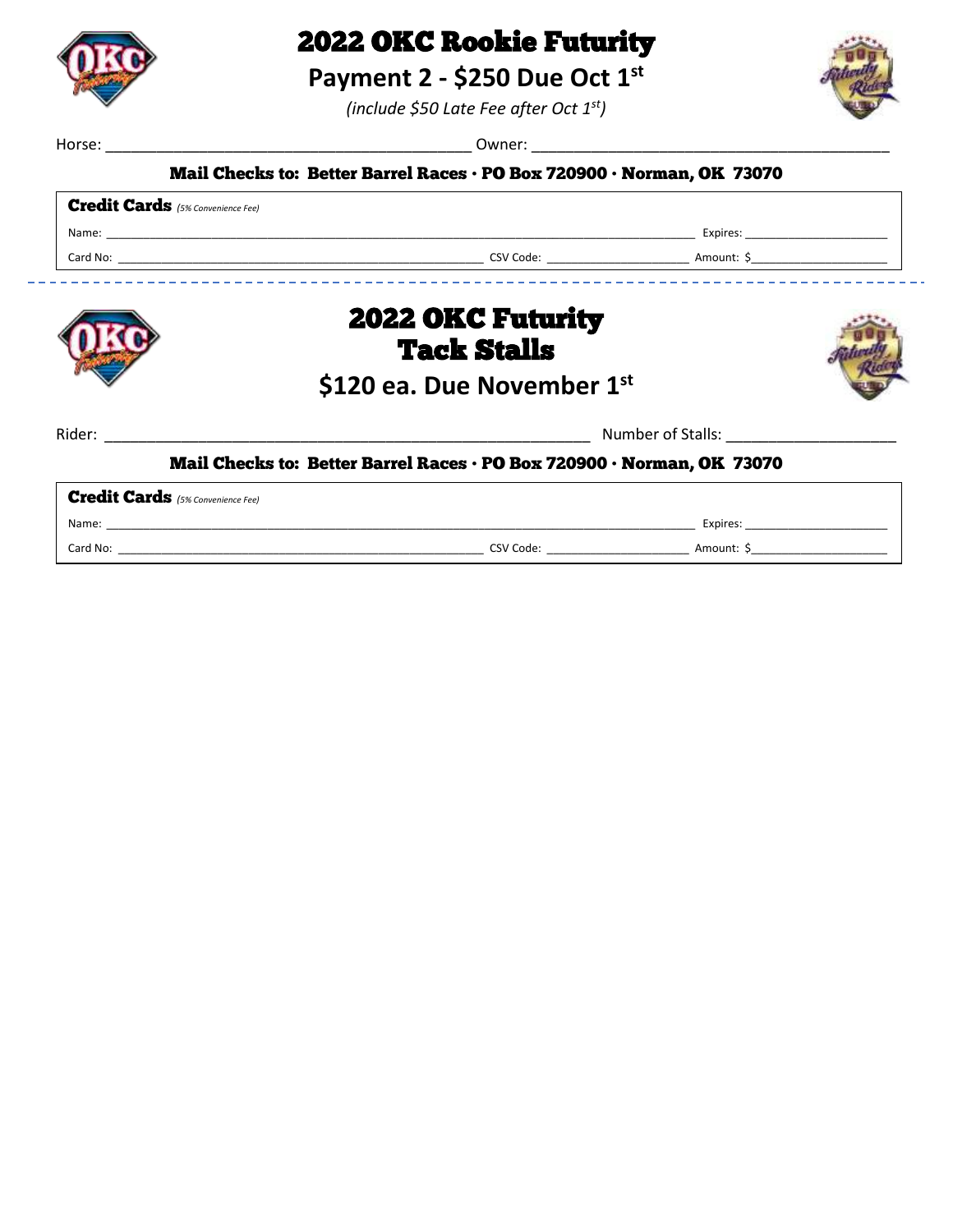# 2022 OKC Rookie Futurity

## Payment 2 - $250 Due Oct 1st

*(include $50 Late Fee after Oct 1st)*

Horse: ________________________________________ Owner: ________________________________________

**Mail Checks to: Better Barrel Races · PO Box 720900 · Norman, OK 73070**

**Credit Cards** *(5% Convenience Fee)*

Name: ________________________________________________________________ Expires: ____________________

Card No: ________________________________________________ CSV Code: ____________________ Amount: $____________________

---

# 2022 OKC Futurity Tack Stalls

## $120 ea. Due November 1st

Rider: ________________________________________________________ Number of Stalls: ____________________

**Mail Checks to: Better Barrel Races · PO Box 720900 · Norman, OK 73070**

**Credit Cards** *(5% Convenience Fee)*

Name: ________________________________________________________________ Expires: ____________________

Card No: ________________________________________________ CSV Code: ____________________ Amount: $____________________